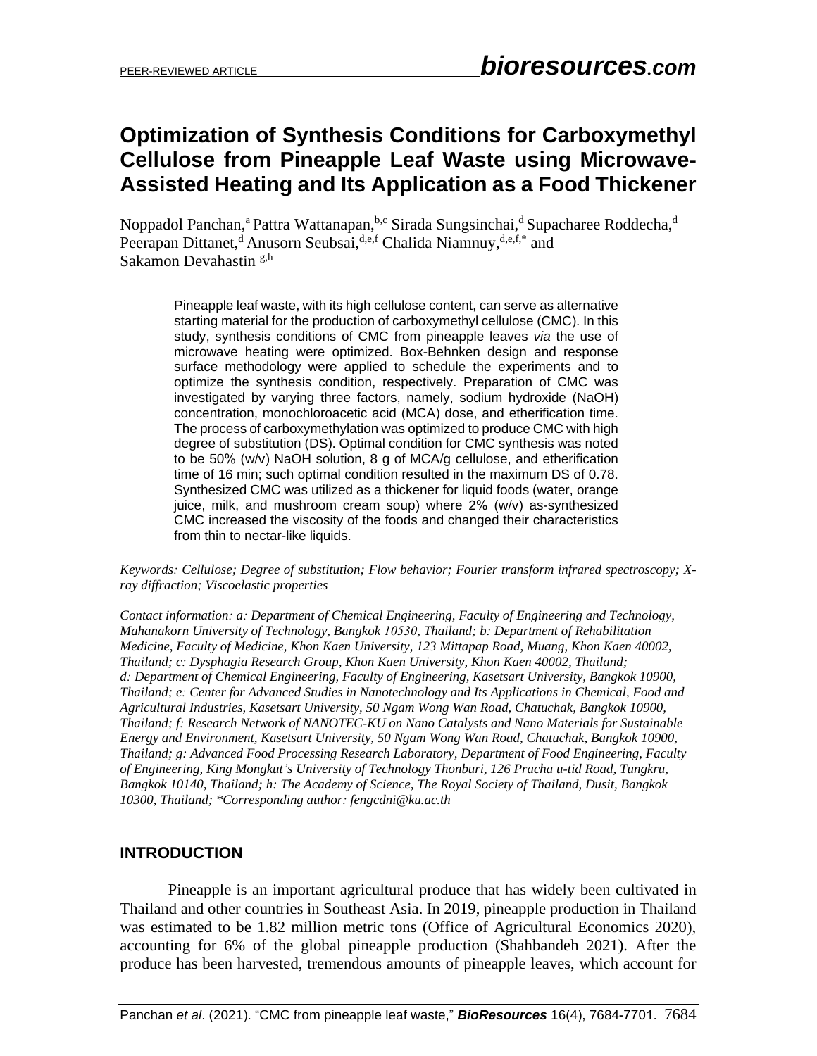# Optimization of Synthesis Conditions for Carboxymethyl Cellulose from Pineapple Leaf Waste using Microwave-Assisted Heating and Its Application as a Food Thickener

Noppadol Panchan,[a] Pattra Wattanapan,[b,c] Sirada Sungsinchai,[d] Supacharee Roddecha,[d] Peerapan Dittanet,[d] Anusorn Seubsai,[d,e,f] Chalida Niamnuy,[d,e,f,*] and Sakamon Devahastin [g,h]

Pineapple leaf waste, with its high cellulose content, can serve as alternative starting material for the production of carboxymethyl cellulose (CMC). In this study, synthesis conditions of CMC from pineapple leaves *via* the use of microwave heating were optimized. Box-Behnken design and response surface methodology were applied to schedule the experiments and to optimize the synthesis condition, respectively. Preparation of CMC was investigated by varying three factors, namely, sodium hydroxide (NaOH) concentration, monochloroacetic acid (MCA) dose, and etherification time. The process of carboxymethylation was optimized to produce CMC with high degree of substitution (DS). Optimal condition for CMC synthesis was noted to be 50% (w/v) NaOH solution, 8 g of MCA/g cellulose, and etherification time of 16 min; such optimal condition resulted in the maximum DS of 0.78. Synthesized CMC was utilized as a thickener for liquid foods (water, orange juice, milk, and mushroom cream soup) where 2% (w/v) as-synthesized CMC increased the viscosity of the foods and changed their characteristics from thin to nectar-like liquids.

*Keywords: Cellulose; Degree of substitution; Flow behavior; Fourier transform infrared spectroscopy; X-ray diffraction; Viscoelastic properties*

*Contact information: a: Department of Chemical Engineering, Faculty of Engineering and Technology, Mahanakorn University of Technology, Bangkok 10530, Thailand; b: Department of Rehabilitation Medicine, Faculty of Medicine, Khon Kaen University, 123 Mittapap Road, Muang, Khon Kaen 40002, Thailand; c: Dysphagia Research Group, Khon Kaen University, Khon Kaen 40002, Thailand; d: Department of Chemical Engineering, Faculty of Engineering, Kasetsart University, Bangkok 10900, Thailand; e: Center for Advanced Studies in Nanotechnology and Its Applications in Chemical, Food and Agricultural Industries, Kasetsart University, 50 Ngam Wong Wan Road, Chatuchak, Bangkok 10900, Thailand; f: Research Network of NANOTEC-KU on Nano Catalysts and Nano Materials for Sustainable Energy and Environment, Kasetsart University, 50 Ngam Wong Wan Road, Chatuchak, Bangkok 10900, Thailand; g: Advanced Food Processing Research Laboratory, Department of Food Engineering, Faculty of Engineering, King Mongkut's University of Technology Thonburi, 126 Pracha u-tid Road, Tungkru, Bangkok 10140, Thailand; h: The Academy of Science, The Royal Society of Thailand, Dusit, Bangkok 10300, Thailand; *Corresponding author: fengcdni@ku.ac.th*

## INTRODUCTION

Pineapple is an important agricultural produce that has widely been cultivated in Thailand and other countries in Southeast Asia. In 2019, pineapple production in Thailand was estimated to be 1.82 million metric tons (Office of Agricultural Economics 2020), accounting for 6% of the global pineapple production (Shahbandeh 2021). After the produce has been harvested, tremendous amounts of pineapple leaves, which account for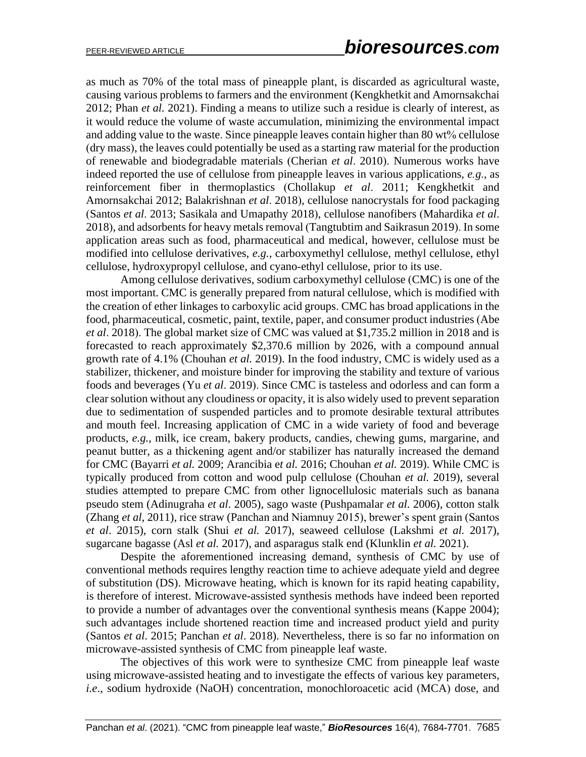as much as 70% of the total mass of pineapple plant, is discarded as agricultural waste, causing various problems to farmers and the environment (Kengkhetkit and Amornsakchai 2012; Phan *et al.* 2021). Finding a means to utilize such a residue is clearly of interest, as it would reduce the volume of waste accumulation, minimizing the environmental impact and adding value to the waste. Since pineapple leaves contain higher than 80 wt% cellulose (dry mass), the leaves could potentially be used as a starting raw material for the production of renewable and biodegradable materials (Cherian *et al*. 2010). Numerous works have indeed reported the use of cellulose from pineapple leaves in various applications, *e.g*., as reinforcement fiber in thermoplastics (Chollakup *et al*. 2011; Kengkhetkit and Amornsakchai 2012; Balakrishnan *et al*. 2018), cellulose nanocrystals for food packaging (Santos *et al*. 2013; Sasikala and Umapathy 2018), cellulose nanofibers (Mahardika *et al*. 2018), and adsorbents for heavy metals removal (Tangtubtim and Saikrasun 2019). In some application areas such as food, pharmaceutical and medical, however, cellulose must be modified into cellulose derivatives, *e.g.*, carboxymethyl cellulose, methyl cellulose, ethyl cellulose, hydroxypropyl cellulose, and cyano-ethyl cellulose, prior to its use.

Among cellulose derivatives, sodium carboxymethyl cellulose (CMC) is one of the most important. CMC is generally prepared from natural cellulose, which is modified with the creation of ether linkages to carboxylic acid groups. CMC has broad applications in the food, pharmaceutical, cosmetic, paint, textile, paper, and consumer product industries (Abe *et al*. 2018). The global market size of CMC was valued at $1,735.2 million in 2018 and is forecasted to reach approximately $2,370.6 million by 2026, with a compound annual growth rate of 4.1% (Chouhan *et al.* 2019). In the food industry, CMC is widely used as a stabilizer, thickener, and moisture binder for improving the stability and texture of various foods and beverages (Yu *et al*. 2019). Since CMC is tasteless and odorless and can form a clear solution without any cloudiness or opacity, it is also widely used to prevent separation due to sedimentation of suspended particles and to promote desirable textural attributes and mouth feel. Increasing application of CMC in a wide variety of food and beverage products, *e.g.*, milk, ice cream, bakery products, candies, chewing gums, margarine, and peanut butter, as a thickening agent and/or stabilizer has naturally increased the demand for CMC (Bayarri *et al.* 2009; Arancibia e*t al.* 2016; Chouhan *et al.* 2019). While CMC is typically produced from cotton and wood pulp cellulose (Chouhan *et al.* 2019), several studies attempted to prepare CMC from other lignocellulosic materials such as banana pseudo stem (Adinugraha *et al*. 2005), sago waste (Pushpamalar *et al*. 2006), cotton stalk (Zhang *et al*, 2011), rice straw (Panchan and Niamnuy 2015), brewer's spent grain (Santos *et al*. 2015), corn stalk (Shui *et al.* 2017), seaweed cellulose (Lakshmi *et al.* 2017), sugarcane bagasse (Asl *et al.* 2017), and asparagus stalk end (Klunklin *et al.* 2021).

Despite the aforementioned increasing demand, synthesis of CMC by use of conventional methods requires lengthy reaction time to achieve adequate yield and degree of substitution (DS). Microwave heating, which is known for its rapid heating capability, is therefore of interest. Microwave-assisted synthesis methods have indeed been reported to provide a number of advantages over the conventional synthesis means (Kappe 2004); such advantages include shortened reaction time and increased product yield and purity (Santos *et al*. 2015; Panchan *et al*. 2018). Nevertheless, there is so far no information on microwave-assisted synthesis of CMC from pineapple leaf waste.

The objectives of this work were to synthesize CMC from pineapple leaf waste using microwave-assisted heating and to investigate the effects of various key parameters, *i.e*., sodium hydroxide (NaOH) concentration, monochloroacetic acid (MCA) dose, and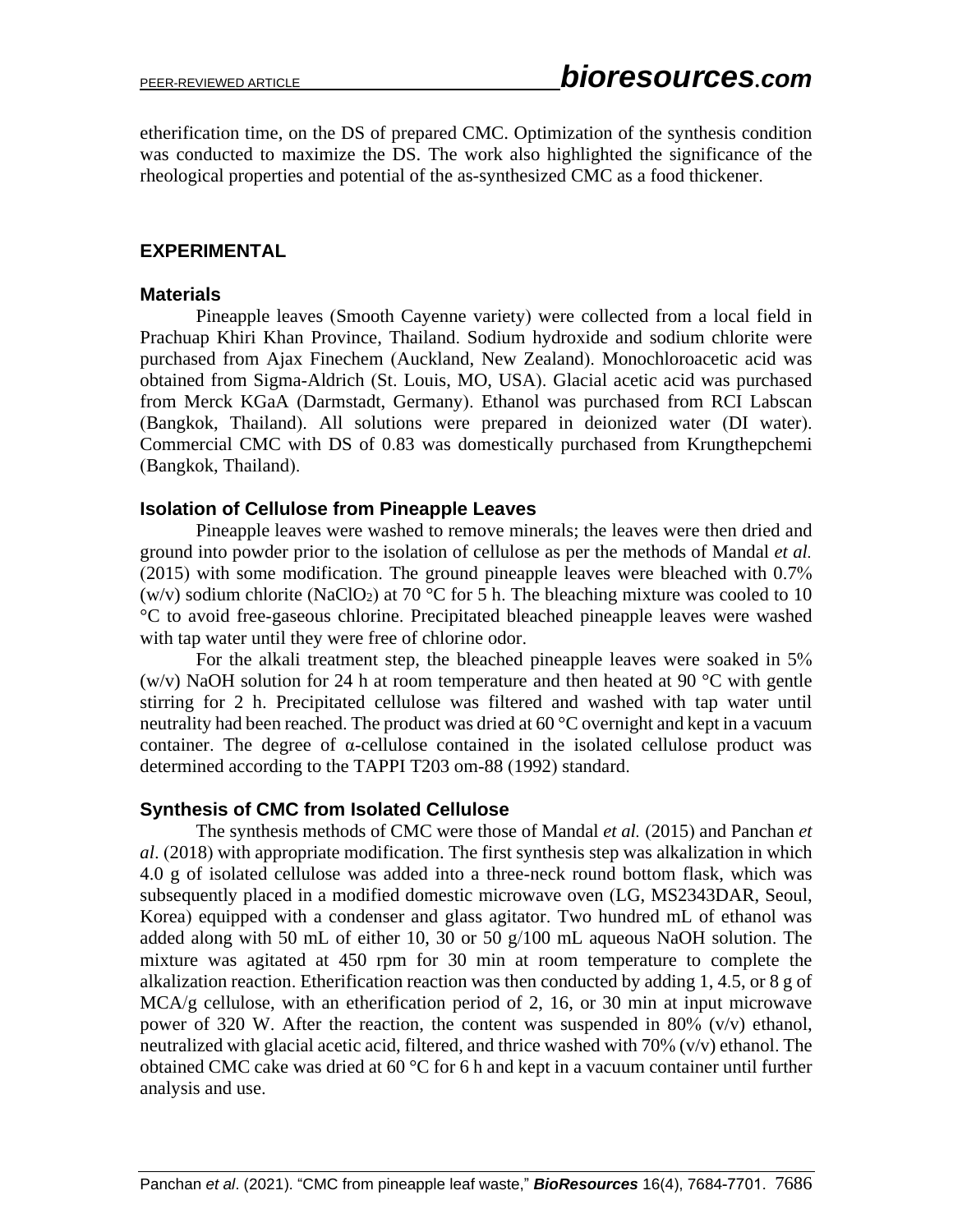etherification time, on the DS of prepared CMC. Optimization of the synthesis condition was conducted to maximize the DS. The work also highlighted the significance of the rheological properties and potential of the as-synthesized CMC as a food thickener.

## EXPERIMENTAL

### Materials

Pineapple leaves (Smooth Cayenne variety) were collected from a local field in Prachuap Khiri Khan Province, Thailand. Sodium hydroxide and sodium chlorite were purchased from Ajax Finechem (Auckland, New Zealand). Monochloroacetic acid was obtained from Sigma-Aldrich (St. Louis, MO, USA). Glacial acetic acid was purchased from Merck KGaA (Darmstadt, Germany). Ethanol was purchased from RCI Labscan (Bangkok, Thailand). All solutions were prepared in deionized water (DI water). Commercial CMC with DS of 0.83 was domestically purchased from Krungthepchemi (Bangkok, Thailand).

### Isolation of Cellulose from Pineapple Leaves

Pineapple leaves were washed to remove minerals; the leaves were then dried and ground into powder prior to the isolation of cellulose as per the methods of Mandal *et al.* (2015) with some modification. The ground pineapple leaves were bleached with 0.7% (w/v) sodium chlorite ($NaClO_2$) at 70 °C for 5 h. The bleaching mixture was cooled to 10 °C to avoid free-gaseous chlorine. Precipitated bleached pineapple leaves were washed with tap water until they were free of chlorine odor.

For the alkali treatment step, the bleached pineapple leaves were soaked in 5% (w/v) NaOH solution for 24 h at room temperature and then heated at 90 °C with gentle stirring for 2 h. Precipitated cellulose was filtered and washed with tap water until neutrality had been reached. The product was dried at 60 °C overnight and kept in a vacuum container. The degree of α-cellulose contained in the isolated cellulose product was determined according to the TAPPI T203 om-88 (1992) standard.

### Synthesis of CMC from Isolated Cellulose

The synthesis methods of CMC were those of Mandal *et al.* (2015) and Panchan *et al*. (2018) with appropriate modification. The first synthesis step was alkalization in which 4.0 g of isolated cellulose was added into a three-neck round bottom flask, which was subsequently placed in a modified domestic microwave oven (LG, MS2343DAR, Seoul, Korea) equipped with a condenser and glass agitator. Two hundred mL of ethanol was added along with 50 mL of either 10, 30 or 50 g/100 mL aqueous NaOH solution. The mixture was agitated at 450 rpm for 30 min at room temperature to complete the alkalization reaction. Etherification reaction was then conducted by adding 1, 4.5, or 8 g of MCA/g cellulose, with an etherification period of 2, 16, or 30 min at input microwave power of 320 W. After the reaction, the content was suspended in 80% (v/v) ethanol, neutralized with glacial acetic acid, filtered, and thrice washed with 70% (v/v) ethanol. The obtained CMC cake was dried at 60 °C for 6 h and kept in a vacuum container until further analysis and use.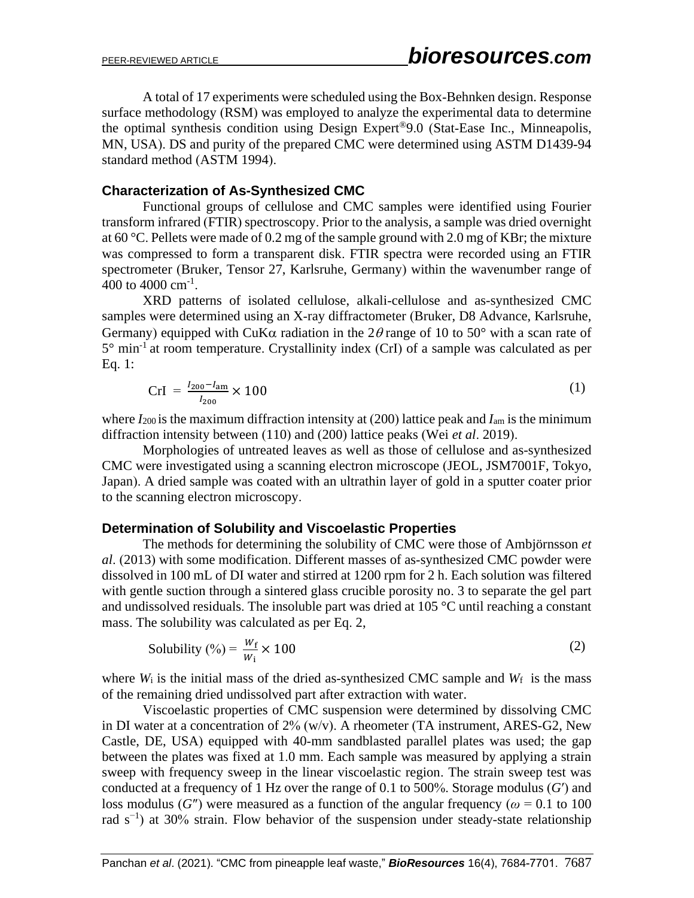A total of 17 experiments were scheduled using the Box-Behnken design. Response surface methodology (RSM) was employed to analyze the experimental data to determine the optimal synthesis condition using Design Expert®9.0 (Stat-Ease Inc., Minneapolis, MN, USA). DS and purity of the prepared CMC were determined using ASTM D1439-94 standard method (ASTM 1994).

## Characterization of As-Synthesized CMC

Functional groups of cellulose and CMC samples were identified using Fourier transform infrared (FTIR) spectroscopy. Prior to the analysis, a sample was dried overnight at 60 °C. Pellets were made of 0.2 mg of the sample ground with 2.0 mg of KBr; the mixture was compressed to form a transparent disk. FTIR spectra were recorded using an FTIR spectrometer (Bruker, Tensor 27, Karlsruhe, Germany) within the wavenumber range of 400 to 4000 $cm^{-1}$.

XRD patterns of isolated cellulose, alkali-cellulose and as-synthesized CMC samples were determined using an X-ray diffractometer (Bruker, D8 Advance, Karlsruhe, Germany) equipped with CuK$\alpha$ radiation in the $2\theta$ range of 10 to 50° with a scan rate of 5° $min^{-1}$ at room temperature. Crystallinity index (CrI) of a sample was calculated as per Eq. 1:

$$\text{CrI} = \frac{I_{200} - I_{\text{am}}}{I_{200}} \times 100 \tag{1}$$

where $I_{200}$ is the maximum diffraction intensity at (200) lattice peak and $I_{am}$ is the minimum diffraction intensity between (110) and (200) lattice peaks (Wei *et al*. 2019).

Morphologies of untreated leaves as well as those of cellulose and as-synthesized CMC were investigated using a scanning electron microscope (JEOL, JSM7001F, Tokyo, Japan). A dried sample was coated with an ultrathin layer of gold in a sputter coater prior to the scanning electron microscopy.

## Determination of Solubility and Viscoelastic Properties

The methods for determining the solubility of CMC were those of Ambjörnsson *et al*. (2013) with some modification. Different masses of as-synthesized CMC powder were dissolved in 100 mL of DI water and stirred at 1200 rpm for 2 h. Each solution was filtered with gentle suction through a sintered glass crucible porosity no. 3 to separate the gel part and undissolved residuals. The insoluble part was dried at 105 °C until reaching a constant mass. The solubility was calculated as per Eq. 2,

$$\text{Solubility (\%)} = \frac{W_{\text{f}}}{W_{\text{i}}} \times 100 \tag{2}$$

where $W_i$ is the initial mass of the dried as-synthesized CMC sample and $W_f$ is the mass of the remaining dried undissolved part after extraction with water.

Viscoelastic properties of CMC suspension were determined by dissolving CMC in DI water at a concentration of 2% (w/v). A rheometer (TA instrument, ARES-G2, New Castle, DE, USA) equipped with 40-mm sandblasted parallel plates was used; the gap between the plates was fixed at 1.0 mm. Each sample was measured by applying a strain sweep with frequency sweep in the linear viscoelastic region. The strain sweep test was conducted at a frequency of 1 Hz over the range of 0.1 to 500%. Storage modulus ($G'$) and loss modulus ($G''$) were measured as a function of the angular frequency ($\omega$ = 0.1 to 100 rad $s^{-1}$) at 30% strain. Flow behavior of the suspension under steady-state relationship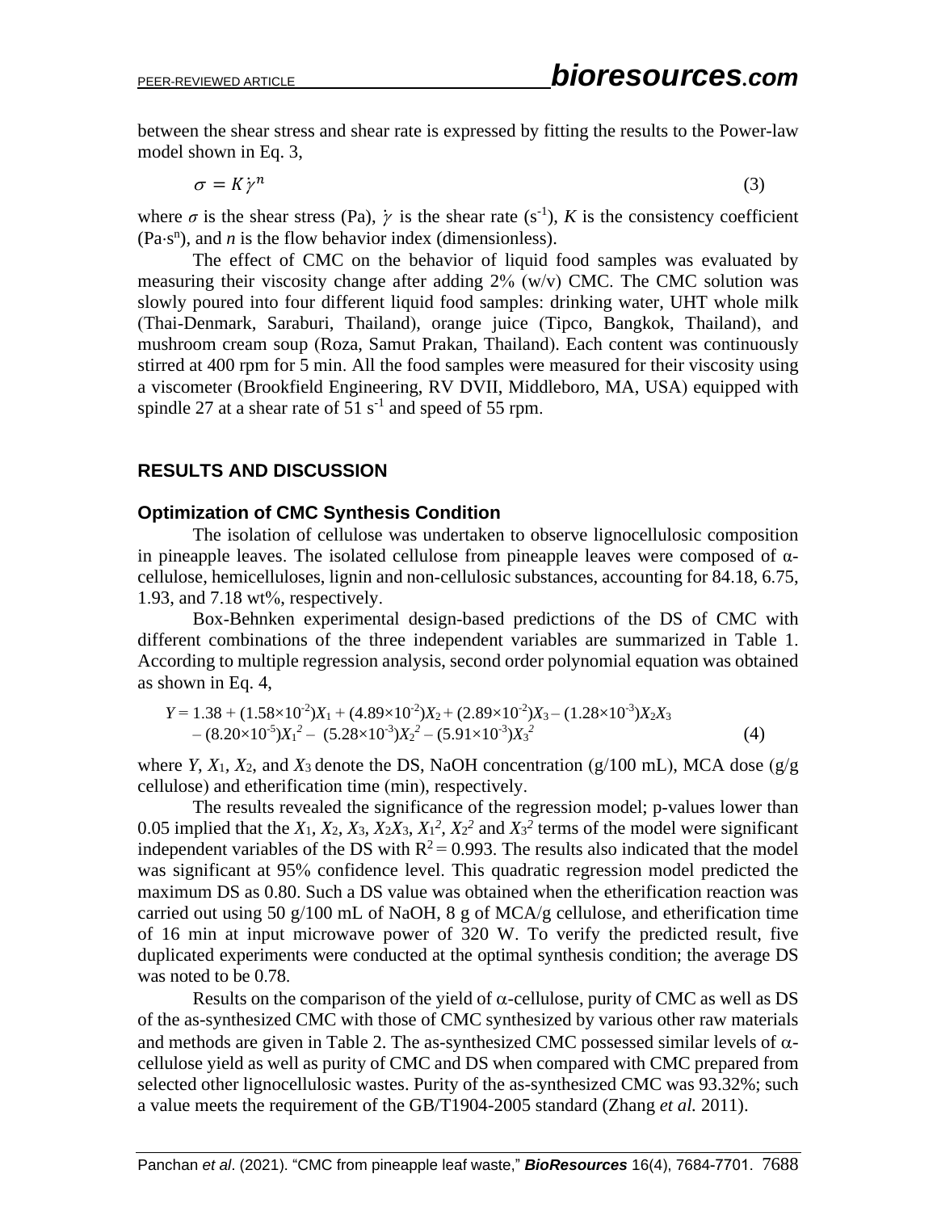between the shear stress and shear rate is expressed by fitting the results to the Power-law model shown in Eq. 3,

$$\sigma = K\dot{\gamma}^n \tag{3}$$

where $\sigma$ is the shear stress (Pa), $\dot{\gamma}$ is the shear rate ($s^{-1}$), $K$ is the consistency coefficient ($Pa{\cdot}s^n$), and $n$ is the flow behavior index (dimensionless).

The effect of CMC on the behavior of liquid food samples was evaluated by measuring their viscosity change after adding 2% (w/v) CMC. The CMC solution was slowly poured into four different liquid food samples: drinking water, UHT whole milk (Thai-Denmark, Saraburi, Thailand), orange juice (Tipco, Bangkok, Thailand), and mushroom cream soup (Roza, Samut Prakan, Thailand). Each content was continuously stirred at 400 rpm for 5 min. All the food samples were measured for their viscosity using a viscometer (Brookfield Engineering, RV DVII, Middleboro, MA, USA) equipped with spindle 27 at a shear rate of 51 $s^{-1}$ and speed of 55 rpm.

## RESULTS AND DISCUSSION

### Optimization of CMC Synthesis Condition

The isolation of cellulose was undertaken to observe lignocellulosic composition in pineapple leaves. The isolated cellulose from pineapple leaves were composed of α-cellulose, hemicelluloses, lignin and non-cellulosic substances, accounting for 84.18, 6.75, 1.93, and 7.18 wt%, respectively.

Box-Behnken experimental design-based predictions of the DS of CMC with different combinations of the three independent variables are summarized in Table 1. According to multiple regression analysis, second order polynomial equation was obtained as shown in Eq. 4,

$$Y = 1.38 + (1.58\times10^{-2})X_1 + (4.89\times10^{-2})X_2 + (2.89\times10^{-2})X_3 - (1.28\times10^{-3})X_2X_3 - (8.20\times10^{-5})X_1^2 - (5.28\times10^{-3})X_2^2 - (5.91\times10^{-3})X_3^2 \tag{4}$$

where $Y$, $X_1$, $X_2$, and $X_3$ denote the DS, NaOH concentration (g/100 mL), MCA dose (g/g cellulose) and etherification time (min), respectively.

The results revealed the significance of the regression model; p-values lower than 0.05 implied that the $X_1$, $X_2$, $X_3$, $X_2X_3$, $X_1^2$, $X_2^2$ and $X_3^2$ terms of the model were significant independent variables of the DS with $R^2 = 0.993$. The results also indicated that the model was significant at 95% confidence level. This quadratic regression model predicted the maximum DS as 0.80. Such a DS value was obtained when the etherification reaction was carried out using 50 g/100 mL of NaOH, 8 g of MCA/g cellulose, and etherification time of 16 min at input microwave power of 320 W. To verify the predicted result, five duplicated experiments were conducted at the optimal synthesis condition; the average DS was noted to be 0.78.

Results on the comparison of the yield of α-cellulose, purity of CMC as well as DS of the as-synthesized CMC with those of CMC synthesized by various other raw materials and methods are given in Table 2. The as-synthesized CMC possessed similar levels of α-cellulose yield as well as purity of CMC and DS when compared with CMC prepared from selected other lignocellulosic wastes. Purity of the as-synthesized CMC was 93.32%; such a value meets the requirement of the GB/T1904-2005 standard (Zhang *et al.* 2011).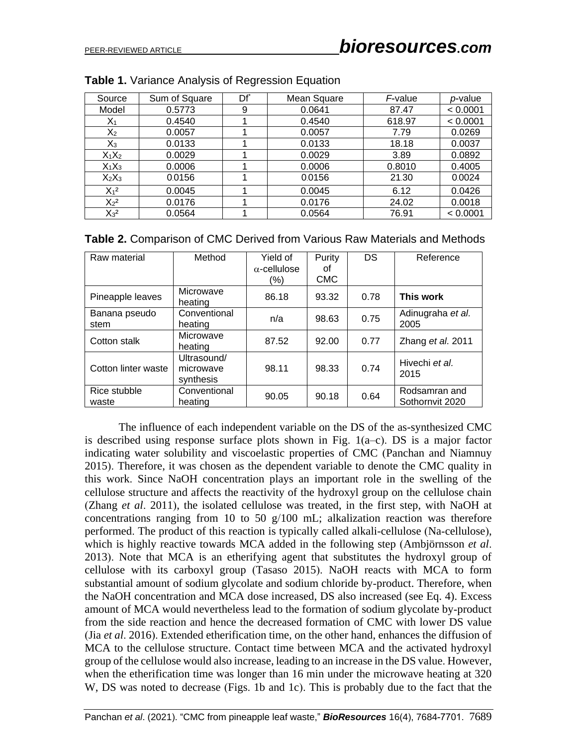**Table 1.** Variance Analysis of Regression Equation

| Source | Sum of Square | Df* | Mean Square | *F*-value | *p*-value |
|---|---|---|---|---|---|
| Model | 0.5773 | 9 | 0.0641 | 87.47 | < 0.0001 |
| $X_1$ | 0.4540 | 1 | 0.4540 | 618.97 | < 0.0001 |
| $X_2$ | 0.0057 | 1 | 0.0057 | 7.79 | 0.0269 |
| $X_3$ | 0.0133 | 1 | 0.0133 | 18.18 | 0.0037 |
| $X_1X_2$ | 0.0029 | 1 | 0.0029 | 3.89 | 0.0892 |
| $X_1X_3$ | 0.0006 | 1 | 0.0006 | 0.8010 | 0.4005 |
| $X_2X_3$ | 0.0156 | 1 | 0.0156 | 21.30 | 0.0024 |
| $X_1^2$ | 0.0045 | 1 | 0.0045 | 6.12 | 0.0426 |
| $X_2^2$ | 0.0176 | 1 | 0.0176 | 24.02 | 0.0018 |
| $X_3^2$ | 0.0564 | 1 | 0.0564 | 76.91 | < 0.0001 |

**Table 2.** Comparison of CMC Derived from Various Raw Materials and Methods

| Raw material | Method | Yield of α-cellulose (%) | Purity of CMC | DS | Reference |
|---|---|---|---|---|---|
| Pineapple leaves | Microwave heating | 86.18 | 93.32 | 0.78 | **This work** |
| Banana pseudo stem | Conventional heating | n/a | 98.63 | 0.75 | Adinugraha *et al.* 2005 |
| Cotton stalk | Microwave heating | 87.52 | 92.00 | 0.77 | Zhang *et al.* 2011 |
| Cotton linter waste | Ultrasound/ microwave synthesis | 98.11 | 98.33 | 0.74 | Hivechi *et al.* 2015 |
| Rice stubble waste | Conventional heating | 90.05 | 90.18 | 0.64 | Rodsamran and Sothornvit 2020 |

The influence of each independent variable on the DS of the as-synthesized CMC is described using response surface plots shown in Fig. 1(a–c). DS is a major factor indicating water solubility and viscoelastic properties of CMC (Panchan and Niamnuy 2015). Therefore, it was chosen as the dependent variable to denote the CMC quality in this work. Since NaOH concentration plays an important role in the swelling of the cellulose structure and affects the reactivity of the hydroxyl group on the cellulose chain (Zhang *et al*. 2011), the isolated cellulose was treated, in the first step, with NaOH at concentrations ranging from 10 to 50 g/100 mL; alkalization reaction was therefore performed. The product of this reaction is typically called alkali-cellulose (Na-cellulose), which is highly reactive towards MCA added in the following step (Ambjörnsson *et al*. 2013). Note that MCA is an etherifying agent that substitutes the hydroxyl group of cellulose with its carboxyl group (Tasaso 2015). NaOH reacts with MCA to form substantial amount of sodium glycolate and sodium chloride by-product. Therefore, when the NaOH concentration and MCA dose increased, DS also increased (see Eq. 4). Excess amount of MCA would nevertheless lead to the formation of sodium glycolate by-product from the side reaction and hence the decreased formation of CMC with lower DS value (Jia *et al*. 2016). Extended etherification time, on the other hand, enhances the diffusion of MCA to the cellulose structure. Contact time between MCA and the activated hydroxyl group of the cellulose would also increase, leading to an increase in the DS value. However, when the etherification time was longer than 16 min under the microwave heating at 320 W, DS was noted to decrease (Figs. 1b and 1c). This is probably due to the fact that the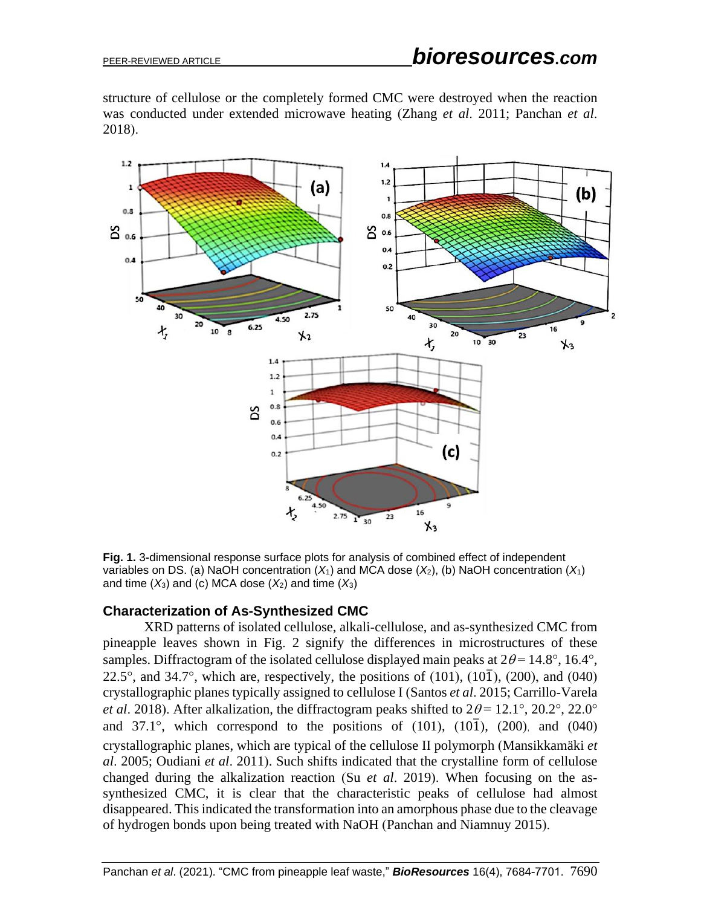structure of cellulose or the completely formed CMC were destroyed when the reaction was conducted under extended microwave heating (Zhang *et al*. 2011; Panchan *et al*. 2018).

**Fig. 1.** 3-dimensional response surface plots for analysis of combined effect of independent variables on DS. (a) NaOH concentration ($X_1$) and MCA dose ($X_2$), (b) NaOH concentration ($X_1$) and time ($X_3$) and (c) MCA dose ($X_2$) and time ($X_3$)

## Characterization of As-Synthesized CMC

XRD patterns of isolated cellulose, alkali-cellulose, and as-synthesized CMC from pineapple leaves shown in Fig. 2 signify the differences in microstructures of these samples. Diffractogram of the isolated cellulose displayed main peaks at $2\theta = 14.8°$, $16.4°$, $22.5°$, and $34.7°$, which are, respectively, the positions of (101), ($10\bar{1}$), (200), and (040) crystallographic planes typically assigned to cellulose I (Santos *et al*. 2015; Carrillo-Varela *et al*. 2018). After alkalization, the diffractogram peaks shifted to $2\theta = 12.1°$, $20.2°$, $22.0°$ and $37.1°$, which correspond to the positions of (101), ($10\bar{1}$), (200), and (040) crystallographic planes, which are typical of the cellulose II polymorph (Mansikkamäki *et al*. 2005; Oudiani *et al*. 2011). Such shifts indicated that the crystalline form of cellulose changed during the alkalization reaction (Su *et al*. 2019). When focusing on the as-synthesized CMC, it is clear that the characteristic peaks of cellulose had almost disappeared. This indicated the transformation into an amorphous phase due to the cleavage of hydrogen bonds upon being treated with NaOH (Panchan and Niamnuy 2015).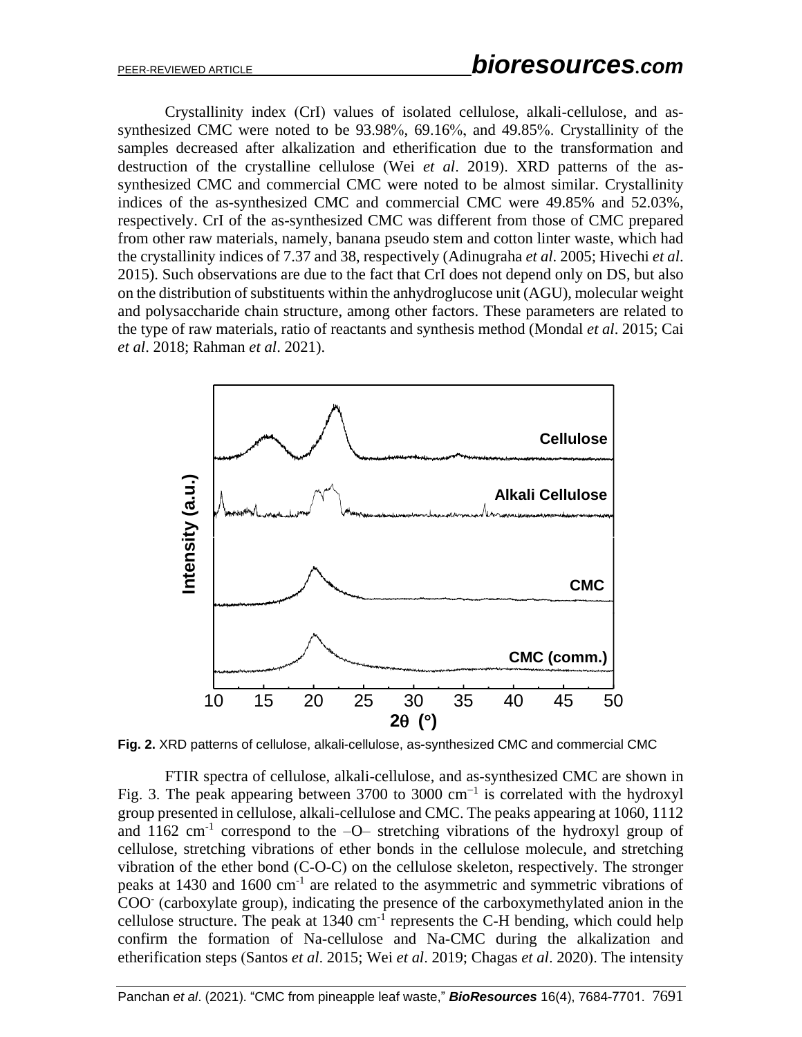Crystallinity index (CrI) values of isolated cellulose, alkali-cellulose, and as-synthesized CMC were noted to be 93.98%, 69.16%, and 49.85%. Crystallinity of the samples decreased after alkalization and etherification due to the transformation and destruction of the crystalline cellulose (Wei *et al*. 2019). XRD patterns of the as-synthesized CMC and commercial CMC were noted to be almost similar. Crystallinity indices of the as-synthesized CMC and commercial CMC were 49.85% and 52.03%, respectively. CrI of the as-synthesized CMC was different from those of CMC prepared from other raw materials, namely, banana pseudo stem and cotton linter waste, which had the crystallinity indices of 7.37 and 38, respectively (Adinugraha *et al*. 2005; Hivechi *et al*. 2015). Such observations are due to the fact that CrI does not depend only on DS, but also on the distribution of substituents within the anhydroglucose unit (AGU), molecular weight and polysaccharide chain structure, among other factors. These parameters are related to the type of raw materials, ratio of reactants and synthesis method (Mondal *et al*. 2015; Cai *et al*. 2018; Rahman *et al*. 2021).

**Fig. 2.** XRD patterns of cellulose, alkali-cellulose, as-synthesized CMC and commercial CMC

FTIR spectra of cellulose, alkali-cellulose, and as-synthesized CMC are shown in Fig. 3. The peak appearing between 3700 to 3000 $cm^{-1}$ is correlated with the hydroxyl group presented in cellulose, alkali-cellulose and CMC. The peaks appearing at 1060, 1112 and 1162 $cm^{-1}$ correspond to the –O– stretching vibrations of the hydroxyl group of cellulose, stretching vibrations of ether bonds in the cellulose molecule, and stretching vibration of the ether bond (C-O-C) on the cellulose skeleton, respectively. The stronger peaks at 1430 and 1600 $cm^{-1}$ are related to the asymmetric and symmetric vibrations of $COO^-$ (carboxylate group), indicating the presence of the carboxymethylated anion in the cellulose structure. The peak at 1340 $cm^{-1}$ represents the C-H bending, which could help confirm the formation of Na-cellulose and Na-CMC during the alkalization and etherification steps (Santos *et al*. 2015; Wei *et al*. 2019; Chagas *et al*. 2020). The intensity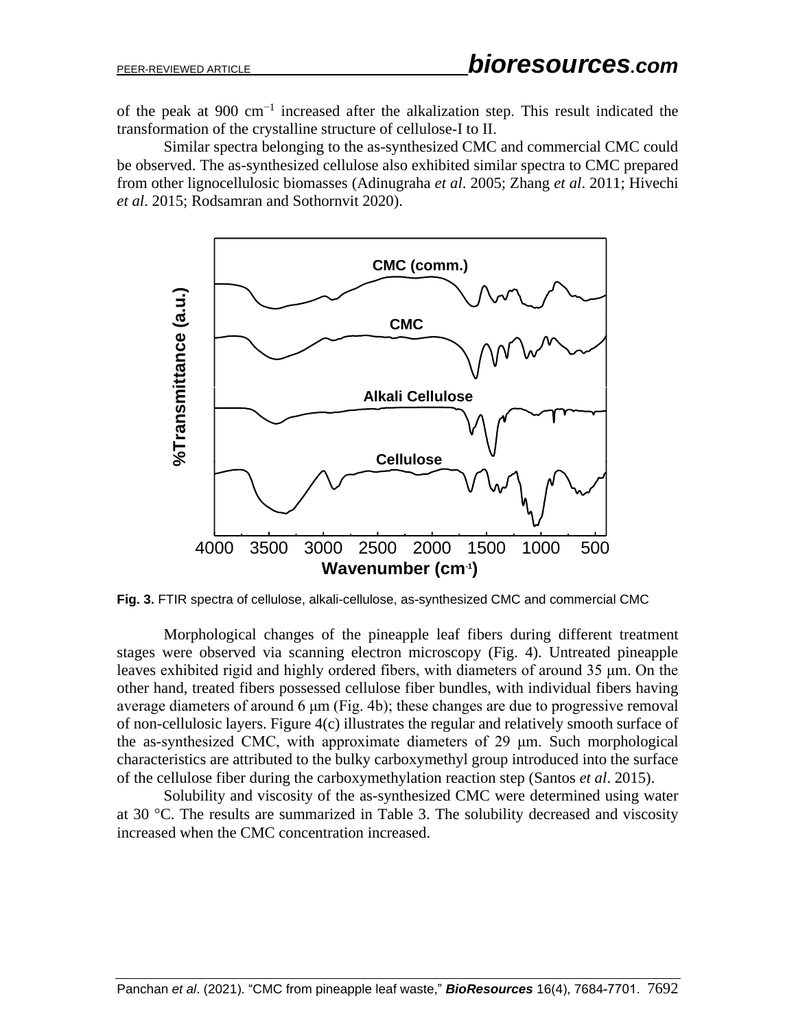of the peak at 900 cm$^{-1}$ increased after the alkalization step. This result indicated the transformation of the crystalline structure of cellulose-I to II.

Similar spectra belonging to the as-synthesized CMC and commercial CMC could be observed. The as-synthesized cellulose also exhibited similar spectra to CMC prepared from other lignocellulosic biomasses (Adinugraha *et al*. 2005; Zhang *et al*. 2011; Hivechi *et al*. 2015; Rodsamran and Sothornvit 2020).

**Fig. 3.** FTIR spectra of cellulose, alkali-cellulose, as-synthesized CMC and commercial CMC

Morphological changes of the pineapple leaf fibers during different treatment stages were observed via scanning electron microscopy (Fig. 4). Untreated pineapple leaves exhibited rigid and highly ordered fibers, with diameters of around 35 μm. On the other hand, treated fibers possessed cellulose fiber bundles, with individual fibers having average diameters of around 6 μm (Fig. 4b); these changes are due to progressive removal of non-cellulosic layers. Figure 4(c) illustrates the regular and relatively smooth surface of the as-synthesized CMC, with approximate diameters of 29 μm. Such morphological characteristics are attributed to the bulky carboxymethyl group introduced into the surface of the cellulose fiber during the carboxymethylation reaction step (Santos *et al*. 2015).

Solubility and viscosity of the as-synthesized CMC were determined using water at 30 °C. The results are summarized in Table 3. The solubility decreased and viscosity increased when the CMC concentration increased.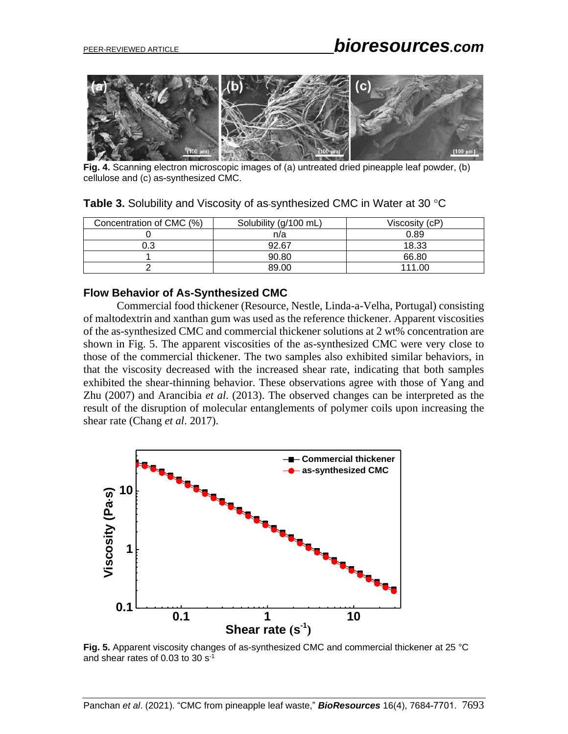**Fig. 4.** Scanning electron microscopic images of (a) untreated dried pineapple leaf powder, (b) cellulose and (c) as-synthesized CMC.

**Table 3.** Solubility and Viscosity of as-synthesized CMC in Water at 30 °C

| Concentration of CMC (%) | Solubility (g/100 mL) | Viscosity (cP) |
|---|---|---|
| 0 | n/a | 0.89 |
| 0.3 | 92.67 | 18.33 |
| 1 | 90.80 | 66.80 |
| 2 | 89.00 | 111.00 |

## Flow Behavior of As-Synthesized CMC

Commercial food thickener (Resource, Nestle, Linda-a-Velha, Portugal) consisting of maltodextrin and xanthan gum was used as the reference thickener. Apparent viscosities of the as-synthesized CMC and commercial thickener solutions at 2 wt% concentration are shown in Fig. 5. The apparent viscosities of the as-synthesized CMC were very close to those of the commercial thickener. The two samples also exhibited similar behaviors, in that the viscosity decreased with the increased shear rate, indicating that both samples exhibited the shear-thinning behavior. These observations agree with those of Yang and Zhu (2007) and Arancibia *et al*. (2013). The observed changes can be interpreted as the result of the disruption of molecular entanglements of polymer coils upon increasing the shear rate (Chang *et al*. 2017).

**Fig. 5.** Apparent viscosity changes of as-synthesized CMC and commercial thickener at 25 °C and shear rates of 0.03 to 30 $s^{-1}$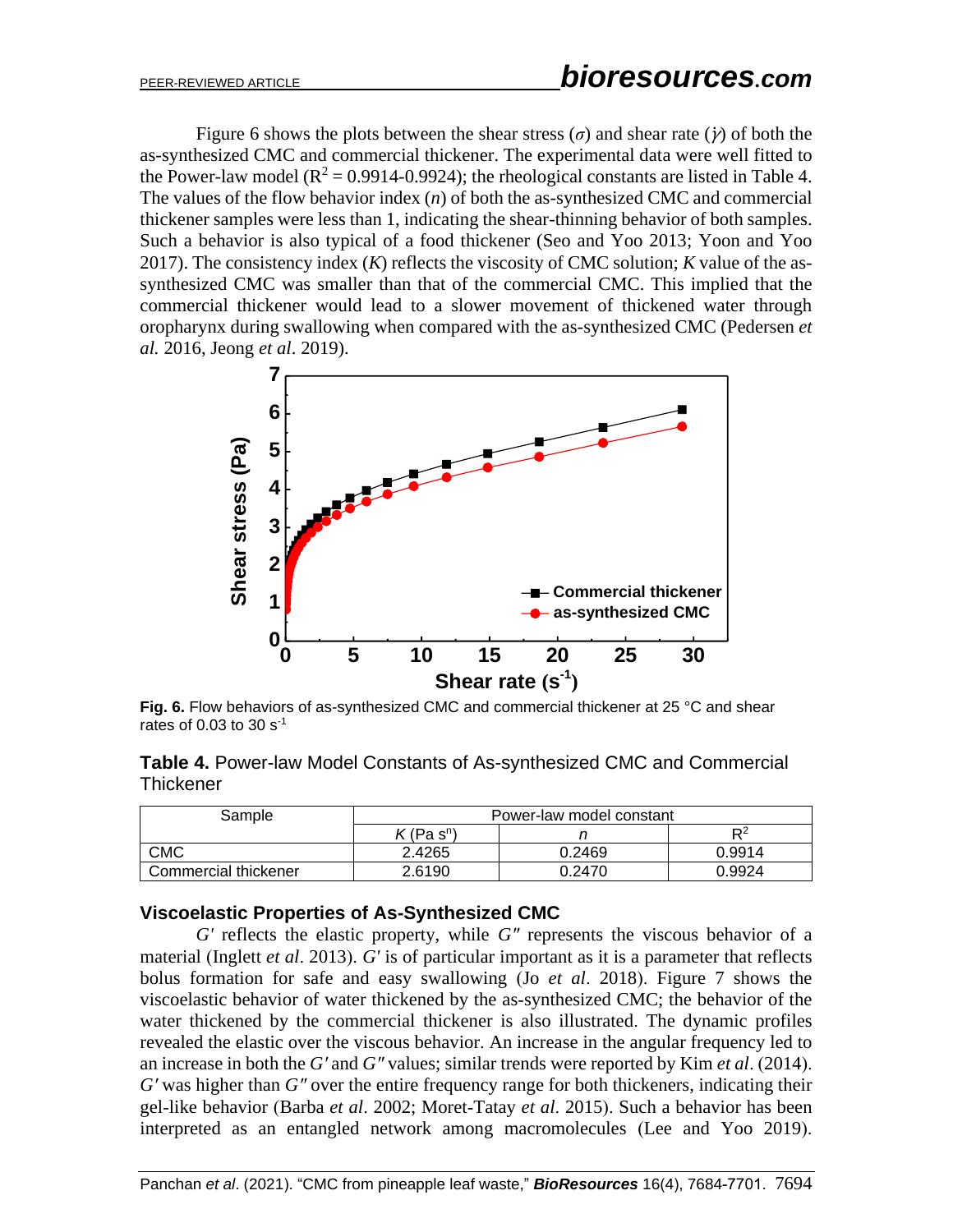Figure 6 shows the plots between the shear stress ($\sigma$) and shear rate ($\dot{\gamma}$) of both the as-synthesized CMC and commercial thickener. The experimental data were well fitted to the Power-law model ($R^2$ = 0.9914-0.9924); the rheological constants are listed in Table 4. The values of the flow behavior index ($n$) of both the as-synthesized CMC and commercial thickener samples were less than 1, indicating the shear-thinning behavior of both samples. Such a behavior is also typical of a food thickener (Seo and Yoo 2013; Yoon and Yoo 2017). The consistency index ($K$) reflects the viscosity of CMC solution; $K$ value of the as-synthesized CMC was smaller than that of the commercial CMC. This implied that the commercial thickener would lead to a slower movement of thickened water through oropharynx during swallowing when compared with the as-synthesized CMC (Pedersen *et al.* 2016, Jeong *et al*. 2019).

**Fig. 6.** Flow behaviors of as-synthesized CMC and commercial thickener at 25 °C and shear rates of 0.03 to 30 $s^{-1}$

**Table 4.** Power-law Model Constants of As-synthesized CMC and Commercial Thickener

| Sample | Power-law model constant | | |
|---|---|---|---|
| | $K$ (Pa $s^n$) | $n$ | $R^2$ |
| CMC | 2.4265 | 0.2469 | 0.9914 |
| Commercial thickener | 2.6190 | 0.2470 | 0.9924 |

### Viscoelastic Properties of As-Synthesized CMC

$G'$ reflects the elastic property, while $G''$ represents the viscous behavior of a material (Inglett *et al*. 2013). $G'$ is of particular important as it is a parameter that reflects bolus formation for safe and easy swallowing (Jo *et al*. 2018). Figure 7 shows the viscoelastic behavior of water thickened by the as-synthesized CMC; the behavior of the water thickened by the commercial thickener is also illustrated. The dynamic profiles revealed the elastic over the viscous behavior. An increase in the angular frequency led to an increase in both the $G'$ and $G''$ values; similar trends were reported by Kim *et al*. (2014). $G'$ was higher than $G''$ over the entire frequency range for both thickeners, indicating their gel-like behavior (Barba *et al*. 2002; Moret-Tatay *et al*. 2015). Such a behavior has been interpreted as an entangled network among macromolecules (Lee and Yoo 2019).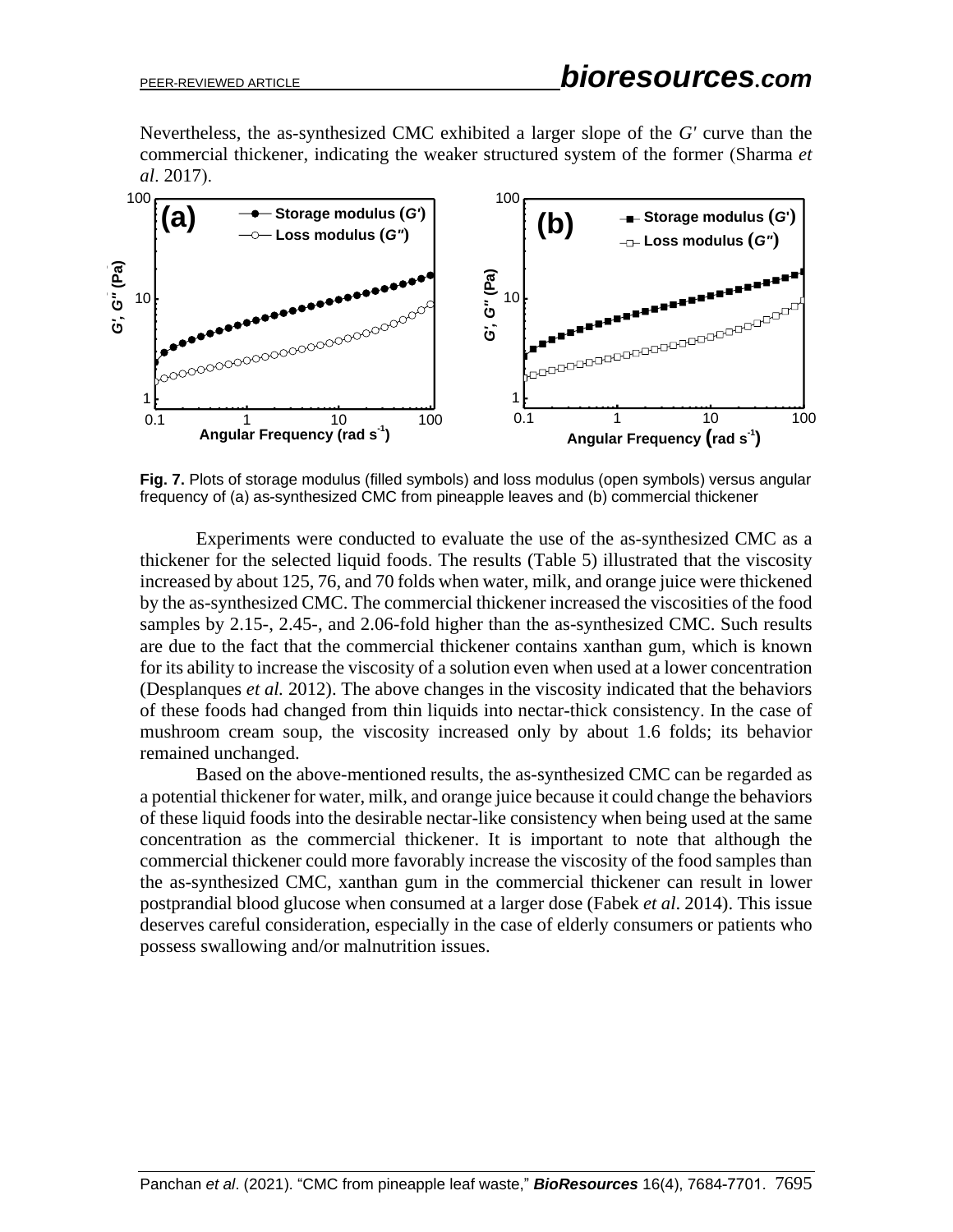Nevertheless, the as-synthesized CMC exhibited a larger slope of the *G′* curve than the commercial thickener, indicating the weaker structured system of the former (Sharma *et al*. 2017).

**Fig. 7.** Plots of storage modulus (filled symbols) and loss modulus (open symbols) versus angular frequency of (a) as-synthesized CMC from pineapple leaves and (b) commercial thickener

Experiments were conducted to evaluate the use of the as-synthesized CMC as a thickener for the selected liquid foods. The results (Table 5) illustrated that the viscosity increased by about 125, 76, and 70 folds when water, milk, and orange juice were thickened by the as-synthesized CMC. The commercial thickener increased the viscosities of the food samples by 2.15-, 2.45-, and 2.06-fold higher than the as-synthesized CMC. Such results are due to the fact that the commercial thickener contains xanthan gum, which is known for its ability to increase the viscosity of a solution even when used at a lower concentration (Desplanques *et al.* 2012). The above changes in the viscosity indicated that the behaviors of these foods had changed from thin liquids into nectar-thick consistency. In the case of mushroom cream soup, the viscosity increased only by about 1.6 folds; its behavior remained unchanged.

Based on the above-mentioned results, the as-synthesized CMC can be regarded as a potential thickener for water, milk, and orange juice because it could change the behaviors of these liquid foods into the desirable nectar-like consistency when being used at the same concentration as the commercial thickener. It is important to note that although the commercial thickener could more favorably increase the viscosity of the food samples than the as-synthesized CMC, xanthan gum in the commercial thickener can result in lower postprandial blood glucose when consumed at a larger dose (Fabek *et al*. 2014). This issue deserves careful consideration, especially in the case of elderly consumers or patients who possess swallowing and/or malnutrition issues.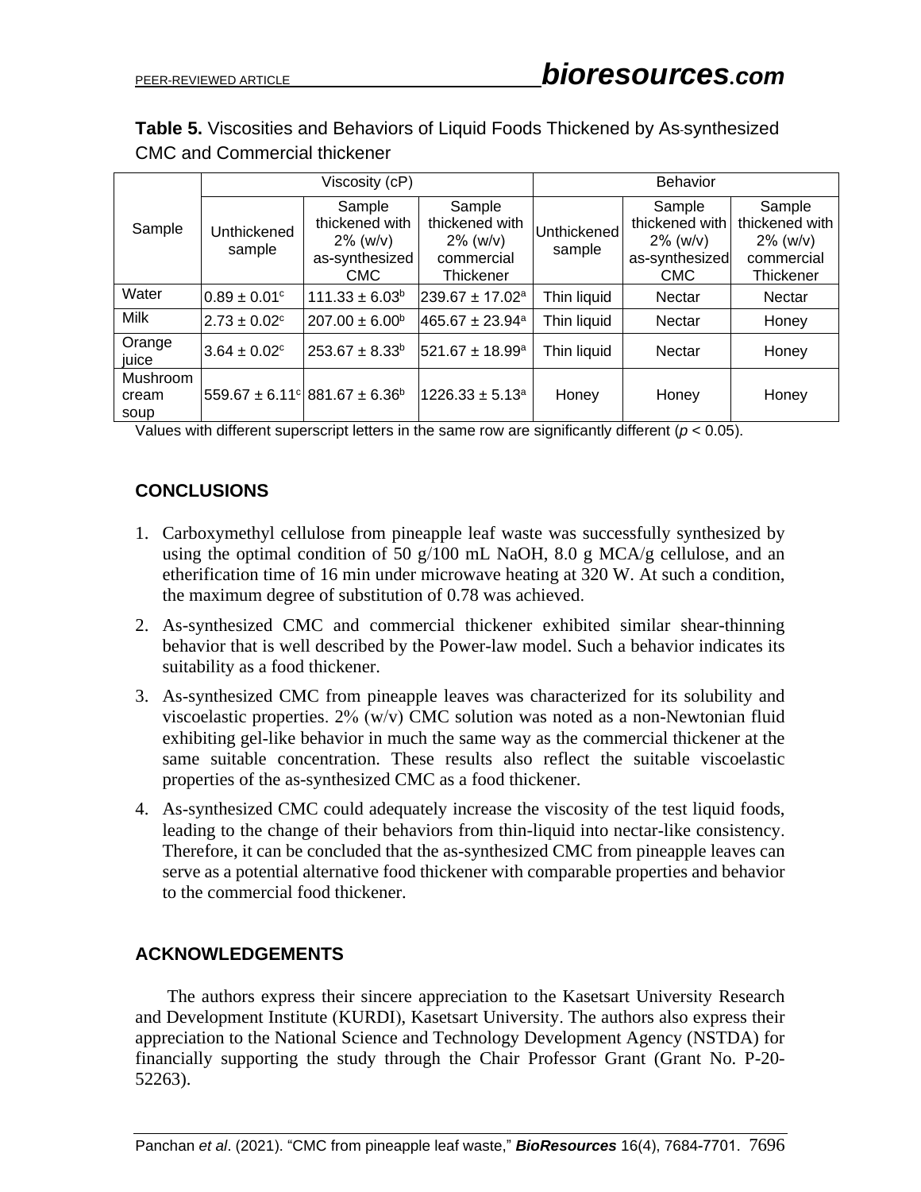**Table 5.** Viscosities and Behaviors of Liquid Foods Thickened by As-synthesized CMC and Commercial thickener

| Sample | Viscosity (cP) | | | Behavior | | |
|---|---|---|---|---|---|---|
| | Unthickened sample | Sample thickened with 2% (w/v) as-synthesized CMC | Sample thickened with 2% (w/v) commercial Thickener | Unthickened sample | Sample thickened with 2% (w/v) as-synthesized CMC | Sample thickened with 2% (w/v) commercial Thickener |
| Water | $0.89 \pm 0.01^{c}$ | $111.33 \pm 6.03^{b}$ | $239.67 \pm 17.02^{a}$ | Thin liquid | Nectar | Nectar |
| Milk | $2.73 \pm 0.02^{c}$ | $207.00 \pm 6.00^{b}$ | $465.67 \pm 23.94^{a}$ | Thin liquid | Nectar | Honey |
| Orange juice | $3.64 \pm 0.02^{c}$ | $253.67 \pm 8.33^{b}$ | $521.67 \pm 18.99^{a}$ | Thin liquid | Nectar | Honey |
| Mushroom cream soup | $559.67 \pm 6.11^{c}$ | $881.67 \pm 6.36^{b}$ | $1226.33 \pm 5.13^{a}$ | Honey | Honey | Honey |

Values with different superscript letters in the same row are significantly different ($p < 0.05$).

## CONCLUSIONS

1. Carboxymethyl cellulose from pineapple leaf waste was successfully synthesized by using the optimal condition of 50 g/100 mL NaOH, 8.0 g MCA/g cellulose, and an etherification time of 16 min under microwave heating at 320 W. At such a condition, the maximum degree of substitution of 0.78 was achieved.
2. As-synthesized CMC and commercial thickener exhibited similar shear-thinning behavior that is well described by the Power-law model. Such a behavior indicates its suitability as a food thickener.
3. As-synthesized CMC from pineapple leaves was characterized for its solubility and viscoelastic properties. 2% (w/v) CMC solution was noted as a non-Newtonian fluid exhibiting gel-like behavior in much the same way as the commercial thickener at the same suitable concentration. These results also reflect the suitable viscoelastic properties of the as-synthesized CMC as a food thickener.
4. As-synthesized CMC could adequately increase the viscosity of the test liquid foods, leading to the change of their behaviors from thin-liquid into nectar-like consistency. Therefore, it can be concluded that the as-synthesized CMC from pineapple leaves can serve as a potential alternative food thickener with comparable properties and behavior to the commercial food thickener.

## ACKNOWLEDGEMENTS

The authors express their sincere appreciation to the Kasetsart University Research and Development Institute (KURDI), Kasetsart University. The authors also express their appreciation to the National Science and Technology Development Agency (NSTDA) for financially supporting the study through the Chair Professor Grant (Grant No. P-20-52263).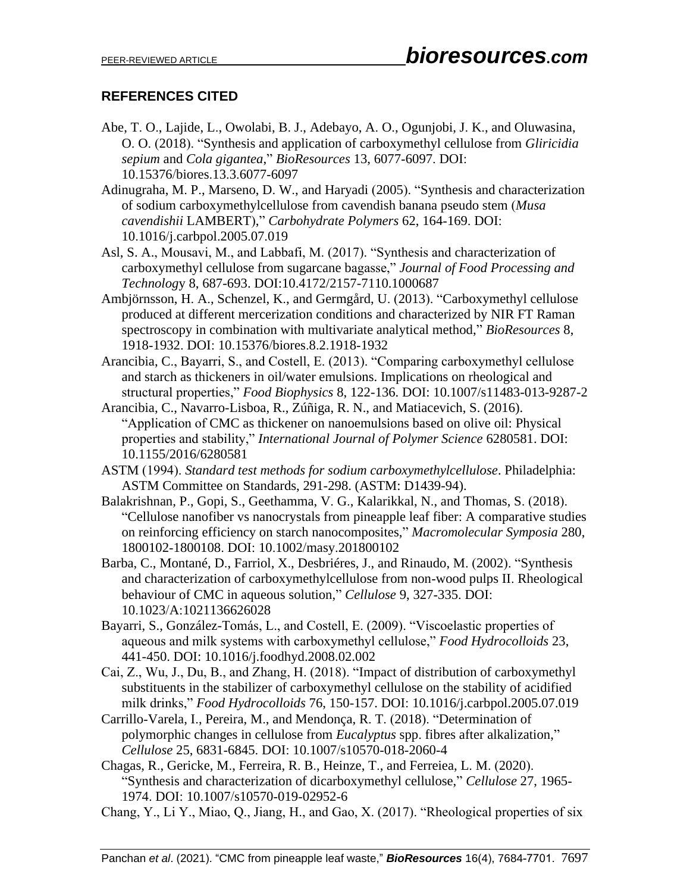## REFERENCES CITED

Abe, T. O., Lajide, L., Owolabi, B. J., Adebayo, A. O., Ogunjobi, J. K., and Oluwasina, O. O. (2018). "Synthesis and application of carboxymethyl cellulose from *Gliricidia sepium* and *Cola gigantea*," *BioResources* 13, 6077-6097. DOI: 10.15376/biores.13.3.6077-6097

Adinugraha, M. P., Marseno, D. W., and Haryadi (2005). "Synthesis and characterization of sodium carboxymethylcellulose from cavendish banana pseudo stem (*Musa cavendishii* LAMBERT)," *Carbohydrate Polymers* 62, 164-169. DOI: 10.1016/j.carbpol.2005.07.019

Asl, S. A., Mousavi, M., and Labbafi, M. (2017). "Synthesis and characterization of carboxymethyl cellulose from sugarcane bagasse," *Journal of Food Processing and Technology* 8, 687-693. DOI:10.4172/2157-7110.1000687

Ambjörnsson, H. A., Schenzel, K., and Germgård, U. (2013). "Carboxymethyl cellulose produced at different mercerization conditions and characterized by NIR FT Raman spectroscopy in combination with multivariate analytical method," *BioResources* 8, 1918-1932. DOI: 10.15376/biores.8.2.1918-1932

Arancibia, C., Bayarri, S., and Costell, E. (2013). "Comparing carboxymethyl cellulose and starch as thickeners in oil/water emulsions. Implications on rheological and structural properties," *Food Biophysics* 8, 122-136. DOI: 10.1007/s11483-013-9287-2

Arancibia, C., Navarro-Lisboa, R., Zúñiga, R. N., and Matiacevich, S. (2016). "Application of CMC as thickener on nanoemulsions based on olive oil: Physical properties and stability," *International Journal of Polymer Science* 6280581. DOI: 10.1155/2016/6280581

ASTM (1994). *Standard test methods for sodium carboxymethylcellulose*. Philadelphia: ASTM Committee on Standards, 291-298. (ASTM: D1439-94).

Balakrishnan, P., Gopi, S., Geethamma, V. G., Kalarikkal, N., and Thomas, S. (2018). "Cellulose nanofiber vs nanocrystals from pineapple leaf fiber: A comparative studies on reinforcing efficiency on starch nanocomposites," *Macromolecular Symposia* 280, 1800102-1800108. DOI: 10.1002/masy.201800102

Barba, C., Montané, D., Farriol, X., Desbriéres, J., and Rinaudo, M. (2002). "Synthesis and characterization of carboxymethylcellulose from non-wood pulps II. Rheological behaviour of CMC in aqueous solution," *Cellulose* 9, 327-335. DOI: 10.1023/A:1021136626028

Bayarri, S., González-Tomás, L., and Costell, E. (2009). "Viscoelastic properties of aqueous and milk systems with carboxymethyl cellulose," *Food Hydrocolloids* 23, 441-450. DOI: 10.1016/j.foodhyd.2008.02.002

Cai, Z., Wu, J., Du, B., and Zhang, H. (2018). "Impact of distribution of carboxymethyl substituents in the stabilizer of carboxymethyl cellulose on the stability of acidified milk drinks," *Food Hydrocolloids* 76, 150-157. DOI: 10.1016/j.carbpol.2005.07.019

Carrillo-Varela, I., Pereira, M., and Mendonça, R. T. (2018). "Determination of polymorphic changes in cellulose from *Eucalyptus* spp. fibres after alkalization," *Cellulose* 25, 6831-6845. DOI: 10.1007/s10570-018-2060-4

Chagas, R., Gericke, M., Ferreira, R. B., Heinze, T., and Ferreiea, L. M. (2020). "Synthesis and characterization of dicarboxymethyl cellulose," *Cellulose* 27, 1965-1974. DOI: 10.1007/s10570-019-02952-6

Chang, Y., Li Y., Miao, Q., Jiang, H., and Gao, X. (2017). "Rheological properties of six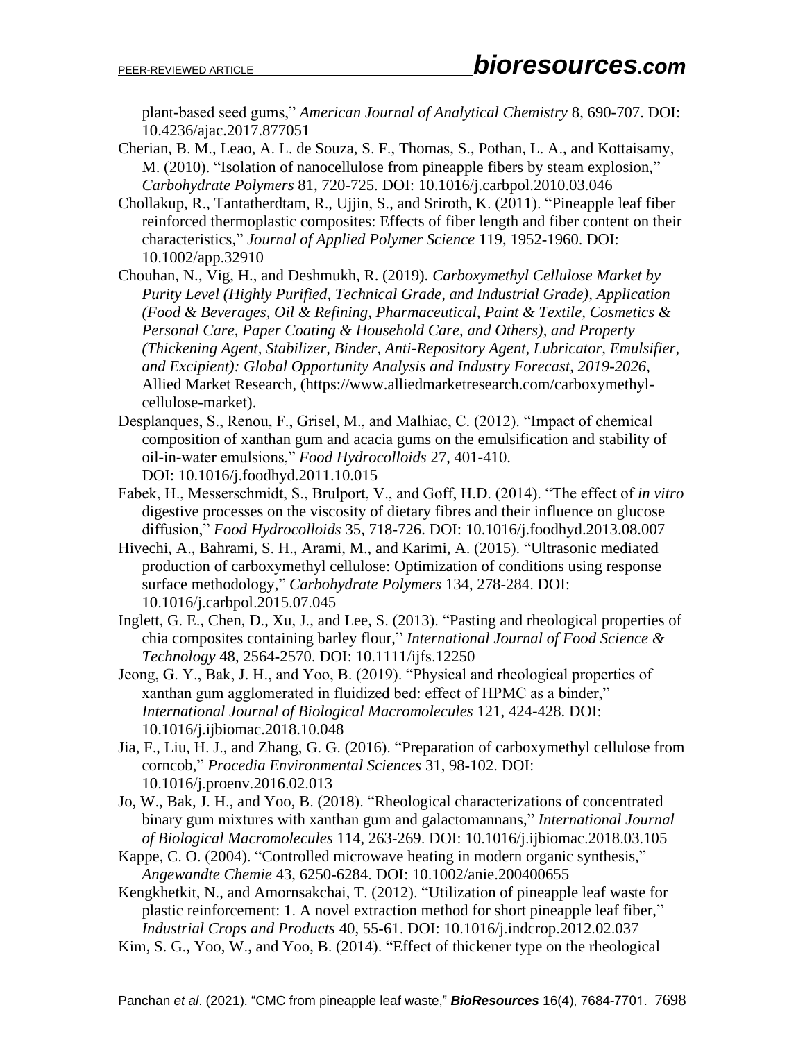plant-based seed gums," *American Journal of Analytical Chemistry* 8, 690-707. DOI: 10.4236/ajac.2017.877051

Cherian, B. M., Leao, A. L. de Souza, S. F., Thomas, S., Pothan, L. A., and Kottaisamy, M. (2010). "Isolation of nanocellulose from pineapple fibers by steam explosion," *Carbohydrate Polymers* 81, 720-725. DOI: 10.1016/j.carbpol.2010.03.046

Chollakup, R., Tantatherdtam, R., Ujjin, S., and Sriroth, K. (2011). "Pineapple leaf fiber reinforced thermoplastic composites: Effects of fiber length and fiber content on their characteristics," *Journal of Applied Polymer Science* 119, 1952-1960. DOI: 10.1002/app.32910

Chouhan, N., Vig, H., and Deshmukh, R. (2019). *Carboxymethyl Cellulose Market by Purity Level (Highly Purified, Technical Grade, and Industrial Grade), Application (Food & Beverages, Oil & Refining, Pharmaceutical, Paint & Textile, Cosmetics & Personal Care, Paper Coating & Household Care, and Others), and Property (Thickening Agent, Stabilizer, Binder, Anti-Repository Agent, Lubricator, Emulsifier, and Excipient): Global Opportunity Analysis and Industry Forecast, 2019-2026*, Allied Market Research, (https://www.alliedmarketresearch.com/carboxymethyl-cellulose-market).

Desplanques, S., Renou, F., Grisel, M., and Malhiac, C. (2012). "Impact of chemical composition of xanthan gum and acacia gums on the emulsification and stability of oil-in-water emulsions," *Food Hydrocolloids* 27, 401-410. DOI: 10.1016/j.foodhyd.2011.10.015

Fabek, H., Messerschmidt, S., Brulport, V., and Goff, H.D. (2014). "The effect of *in vitro* digestive processes on the viscosity of dietary fibres and their influence on glucose diffusion," *Food Hydrocolloids* 35, 718-726. DOI: 10.1016/j.foodhyd.2013.08.007

Hivechi, A., Bahrami, S. H., Arami, M., and Karimi, A. (2015). "Ultrasonic mediated production of carboxymethyl cellulose: Optimization of conditions using response surface methodology," *Carbohydrate Polymers* 134, 278-284. DOI: 10.1016/j.carbpol.2015.07.045

Inglett, G. E., Chen, D., Xu, J., and Lee, S. (2013). "Pasting and rheological properties of chia composites containing barley flour," *International Journal of Food Science & Technology* 48, 2564-2570. DOI: 10.1111/ijfs.12250

Jeong, G. Y., Bak, J. H., and Yoo, B. (2019). "Physical and rheological properties of xanthan gum agglomerated in fluidized bed: effect of HPMC as a binder," *International Journal of Biological Macromolecules* 121, 424-428. DOI: 10.1016/j.ijbiomac.2018.10.048

Jia, F., Liu, H. J., and Zhang, G. G. (2016). "Preparation of carboxymethyl cellulose from corncob," *Procedia Environmental Sciences* 31, 98-102. DOI: 10.1016/j.proenv.2016.02.013

Jo, W., Bak, J. H., and Yoo, B. (2018). "Rheological characterizations of concentrated binary gum mixtures with xanthan gum and galactomannans," *International Journal of Biological Macromolecules* 114, 263-269. DOI: 10.1016/j.ijbiomac.2018.03.105

Kappe, C. O. (2004). "Controlled microwave heating in modern organic synthesis," *Angewandte Chemie* 43, 6250-6284. DOI: 10.1002/anie.200400655

Kengkhetkit, N., and Amornsakchai, T. (2012). "Utilization of pineapple leaf waste for plastic reinforcement: 1. A novel extraction method for short pineapple leaf fiber," *Industrial Crops and Products* 40, 55-61. DOI: 10.1016/j.indcrop.2012.02.037

Kim, S. G., Yoo, W., and Yoo, B. (2014). "Effect of thickener type on the rheological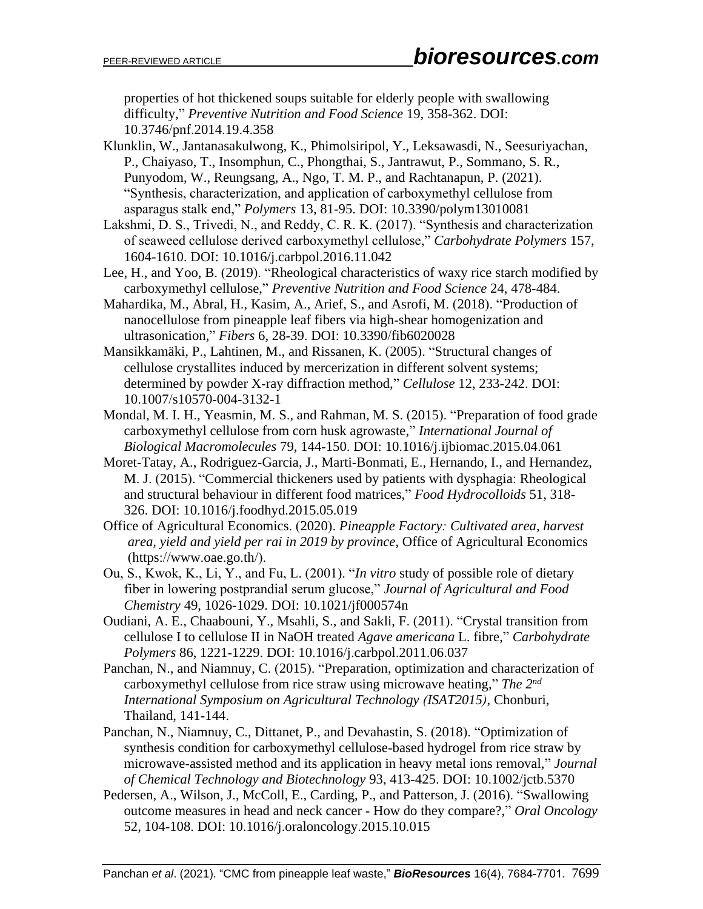properties of hot thickened soups suitable for elderly people with swallowing difficulty," *Preventive Nutrition and Food Science* 19, 358-362. DOI: 10.3746/pnf.2014.19.4.358

Klunklin, W., Jantanasakulwong, K., Phimolsiripol, Y., Leksawasdi, N., Seesuriyachan, P., Chaiyaso, T., Insomphun, C., Phongthai, S., Jantrawut, P., Sommano, S. R., Punyodom, W., Reungsang, A., Ngo, T. M. P., and Rachtanapun, P. (2021). "Synthesis, characterization, and application of carboxymethyl cellulose from asparagus stalk end," *Polymers* 13, 81-95. DOI: 10.3390/polym13010081

Lakshmi, D. S., Trivedi, N., and Reddy, C. R. K. (2017). "Synthesis and characterization of seaweed cellulose derived carboxymethyl cellulose," *Carbohydrate Polymers* 157, 1604-1610. DOI: 10.1016/j.carbpol.2016.11.042

Lee, H., and Yoo, B. (2019). "Rheological characteristics of waxy rice starch modified by carboxymethyl cellulose," *Preventive Nutrition and Food Science* 24, 478-484.

Mahardika, M., Abral, H., Kasim, A., Arief, S., and Asrofi, M. (2018). "Production of nanocellulose from pineapple leaf fibers via high-shear homogenization and ultrasonication," *Fibers* 6, 28-39. DOI: 10.3390/fib6020028

Mansikkamäki, P., Lahtinen, M., and Rissanen, K. (2005). "Structural changes of cellulose crystallites induced by mercerization in different solvent systems; determined by powder X-ray diffraction method," *Cellulose* 12, 233-242. DOI: 10.1007/s10570-004-3132-1

Mondal, M. I. H., Yeasmin, M. S., and Rahman, M. S. (2015). "Preparation of food grade carboxymethyl cellulose from corn husk agrowaste," *International Journal of Biological Macromolecules* 79, 144-150. DOI: 10.1016/j.ijbiomac.2015.04.061

Moret-Tatay, A., Rodriguez-Garcia, J., Marti-Bonmati, E., Hernando, I., and Hernandez, M. J. (2015). "Commercial thickeners used by patients with dysphagia: Rheological and structural behaviour in different food matrices," *Food Hydrocolloids* 51, 318-326. DOI: 10.1016/j.foodhyd.2015.05.019

Office of Agricultural Economics. (2020). *Pineapple Factory: Cultivated area, harvest area, yield and yield per rai in 2019 by province*, Office of Agricultural Economics (https://www.oae.go.th/).

Ou, S., Kwok, K., Li, Y., and Fu, L. (2001). "*In vitro* study of possible role of dietary fiber in lowering postprandial serum glucose," *Journal of Agricultural and Food Chemistry* 49, 1026-1029. DOI: 10.1021/jf000574n

Oudiani, A. E., Chaabouni, Y., Msahli, S., and Sakli, F. (2011). "Crystal transition from cellulose I to cellulose II in NaOH treated *Agave americana* L. fibre," *Carbohydrate Polymers* 86, 1221-1229. DOI: 10.1016/j.carbpol.2011.06.037

Panchan, N., and Niamnuy, C. (2015). "Preparation, optimization and characterization of carboxymethyl cellulose from rice straw using microwave heating," *The 2nd International Symposium on Agricultural Technology (ISAT2015)*, Chonburi, Thailand, 141-144.

Panchan, N., Niamnuy, C., Dittanet, P., and Devahastin, S. (2018). "Optimization of synthesis condition for carboxymethyl cellulose-based hydrogel from rice straw by microwave-assisted method and its application in heavy metal ions removal," *Journal of Chemical Technology and Biotechnology* 93, 413-425. DOI: 10.1002/jctb.5370

Pedersen, A., Wilson, J., McColl, E., Carding, P., and Patterson, J. (2016). "Swallowing outcome measures in head and neck cancer - How do they compare?," *Oral Oncology* 52, 104-108. DOI: 10.1016/j.oraloncology.2015.10.015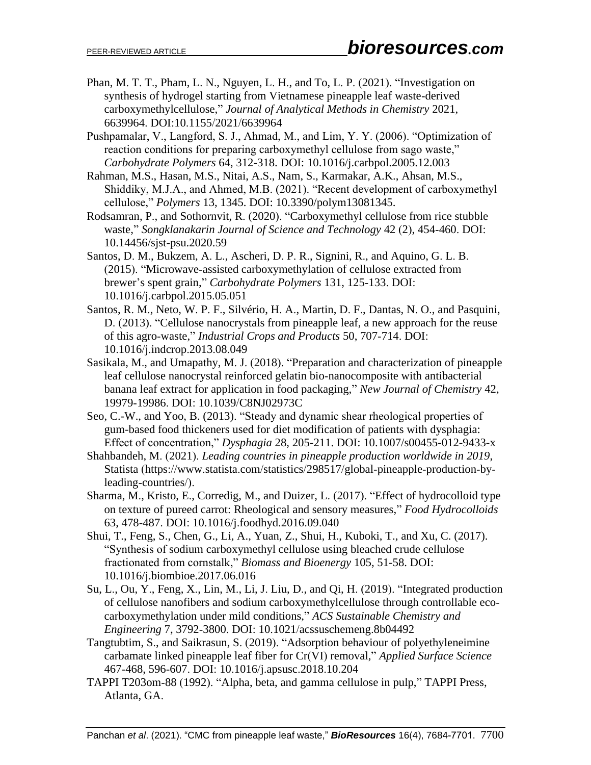Phan, M. T. T., Pham, L. N., Nguyen, L. H., and To, L. P. (2021). "Investigation on synthesis of hydrogel starting from Vietnamese pineapple leaf waste-derived carboxymethylcellulose," *Journal of Analytical Methods in Chemistry* 2021, 6639964. DOI:10.1155/2021/6639964

Pushpamalar, V., Langford, S. J., Ahmad, M., and Lim, Y. Y. (2006). "Optimization of reaction conditions for preparing carboxymethyl cellulose from sago waste," *Carbohydrate Polymers* 64, 312-318. DOI: 10.1016/j.carbpol.2005.12.003

Rahman, M.S., Hasan, M.S., Nitai, A.S., Nam, S., Karmakar, A.K., Ahsan, M.S., Shiddiky, M.J.A., and Ahmed, M.B. (2021). "Recent development of carboxymethyl cellulose," *Polymers* 13, 1345. DOI: 10.3390/polym13081345.

Rodsamran, P., and Sothornvit, R. (2020). "Carboxymethyl cellulose from rice stubble waste," *Songklanakarin Journal of Science and Technology* 42 (2), 454-460. DOI: 10.14456/sjst-psu.2020.59

Santos, D. M., Bukzem, A. L., Ascheri, D. P. R., Signini, R., and Aquino, G. L. B. (2015). "Microwave-assisted carboxymethylation of cellulose extracted from brewer's spent grain," *Carbohydrate Polymers* 131, 125-133. DOI: 10.1016/j.carbpol.2015.05.051

Santos, R. M., Neto, W. P. F., Silvério, H. A., Martin, D. F., Dantas, N. O., and Pasquini, D. (2013). "Cellulose nanocrystals from pineapple leaf, a new approach for the reuse of this agro-waste," *Industrial Crops and Products* 50, 707-714. DOI: 10.1016/j.indcrop.2013.08.049

Sasikala, M., and Umapathy, M. J. (2018). "Preparation and characterization of pineapple leaf cellulose nanocrystal reinforced gelatin bio-nanocomposite with antibacterial banana leaf extract for application in food packaging," *New Journal of Chemistry* 42, 19979-19986. DOI: 10.1039/C8NJ02973C

Seo, C.-W., and Yoo, B. (2013). "Steady and dynamic shear rheological properties of gum-based food thickeners used for diet modification of patients with dysphagia: Effect of concentration," *Dysphagia* 28, 205-211. DOI: 10.1007/s00455-012-9433-x

Shahbandeh, M. (2021). *Leading countries in pineapple production worldwide in 2019*, Statista (https://www.statista.com/statistics/298517/global-pineapple-production-by-leading-countries/).

Sharma, M., Kristo, E., Corredig, M., and Duizer, L. (2017). "Effect of hydrocolloid type on texture of pureed carrot: Rheological and sensory measures," *Food Hydrocolloids* 63, 478-487. DOI: 10.1016/j.foodhyd.2016.09.040

Shui, T., Feng, S., Chen, G., Li, A., Yuan, Z., Shui, H., Kuboki, T., and Xu, C. (2017). "Synthesis of sodium carboxymethyl cellulose using bleached crude cellulose fractionated from cornstalk," *Biomass and Bioenergy* 105, 51-58. DOI: 10.1016/j.biombioe.2017.06.016

Su, L., Ou, Y., Feng, X., Lin, M., Li, J. Liu, D., and Qi, H. (2019). "Integrated production of cellulose nanofibers and sodium carboxymethylcellulose through controllable eco-carboxymethylation under mild conditions," *ACS Sustainable Chemistry and Engineering* 7, 3792-3800. DOI: 10.1021/acssuschemeng.8b04492

Tangtubtim, S., and Saikrasun, S. (2019). "Adsorption behaviour of polyethyleneimine carbamate linked pineapple leaf fiber for Cr(VI) removal," *Applied Surface Science* 467-468, 596-607. DOI: 10.1016/j.apsusc.2018.10.204

TAPPI T203om-88 (1992). "Alpha, beta, and gamma cellulose in pulp," TAPPI Press, Atlanta, GA.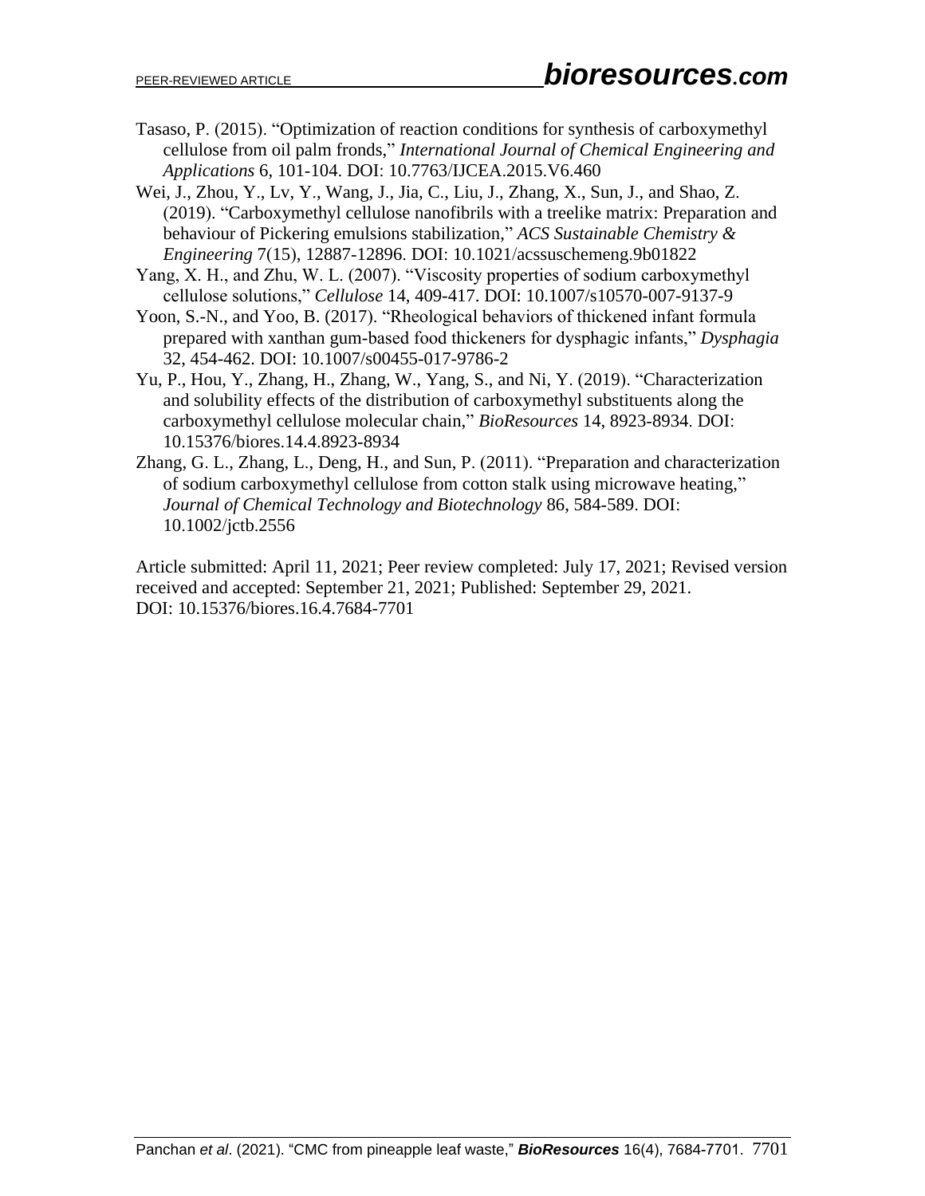Tasaso, P. (2015). "Optimization of reaction conditions for synthesis of carboxymethyl cellulose from oil palm fronds," *International Journal of Chemical Engineering and Applications* 6, 101-104. DOI: 10.7763/IJCEA.2015.V6.460

Wei, J., Zhou, Y., Lv, Y., Wang, J., Jia, C., Liu, J., Zhang, X., Sun, J., and Shao, Z. (2019). "Carboxymethyl cellulose nanofibrils with a treelike matrix: Preparation and behaviour of Pickering emulsions stabilization," *ACS Sustainable Chemistry & Engineering* 7(15), 12887-12896. DOI: 10.1021/acssuschemeng.9b01822

Yang, X. H., and Zhu, W. L. (2007). "Viscosity properties of sodium carboxymethyl cellulose solutions," *Cellulose* 14, 409-417. DOI: 10.1007/s10570-007-9137-9

Yoon, S.-N., and Yoo, B. (2017). "Rheological behaviors of thickened infant formula prepared with xanthan gum-based food thickeners for dysphagic infants," *Dysphagia* 32, 454-462. DOI: 10.1007/s00455-017-9786-2

Yu, P., Hou, Y., Zhang, H., Zhang, W., Yang, S., and Ni, Y. (2019). "Characterization and solubility effects of the distribution of carboxymethyl substituents along the carboxymethyl cellulose molecular chain," *BioResources* 14, 8923-8934. DOI: 10.15376/biores.14.4.8923-8934

Zhang, G. L., Zhang, L., Deng, H., and Sun, P. (2011). "Preparation and characterization of sodium carboxymethyl cellulose from cotton stalk using microwave heating," *Journal of Chemical Technology and Biotechnology* 86, 584-589. DOI: 10.1002/jctb.2556

Article submitted: April 11, 2021; Peer review completed: July 17, 2021; Revised version received and accepted: September 21, 2021; Published: September 29, 2021.
DOI: 10.15376/biores.16.4.7684-7701